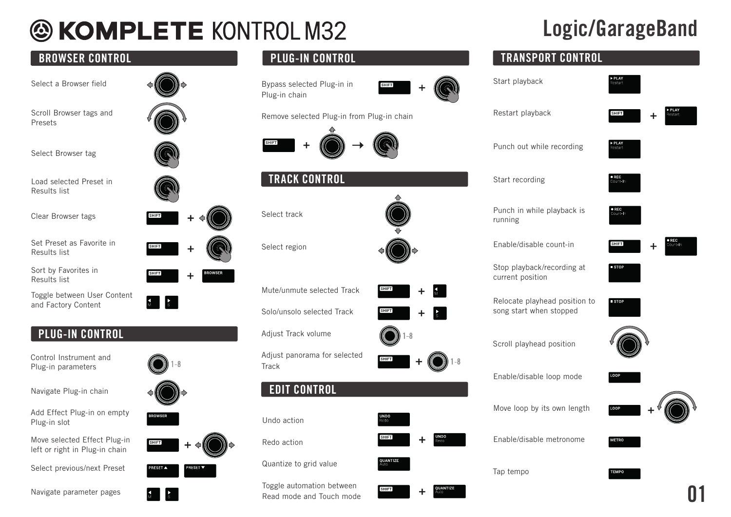# KOMPLETE KONTROL M32

# Logic/GarageBand

## BROWSER CONTROL

| Action | Control |
|---|---|
| Select a Browser field | Encoder left/right |
| Scroll Browser tags and Presets | Turn encoder |
| Select Browser tag | Push encoder |
| Load selected Preset in Results list | Push encoder |
| Clear Browser tags | SHIFT + encoder |
| Set Preset as Favorite in Results list | SHIFT + push encoder |
| Sort by Favorites in Results list | SHIFT + BROWSER |
| Toggle between User Content and Factory Content | ◀ M / ▶ S |

## PLUG-IN CONTROL

| Action | Control |
|---|---|
| Control Instrument and Plug-in parameters | Knobs 1-8 |
| Navigate Plug-in chain | Encoder left/right |
| Add Effect Plug-in on empty Plug-in slot | BROWSER |
| Move selected Effect Plug-in left or right in Plug-in chain | SHIFT + encoder left/right |
| Select previous/next Preset | PRESET ▲ / PRESET ▼ |
| Navigate parameter pages | ◀ M / ▶ S |

## PLUG-IN CONTROL

| Action | Control |
|---|---|
| Bypass selected Plug-in in Plug-in chain | SHIFT + push encoder |
| Remove selected Plug-in from Plug-in chain | SHIFT + encoder up → push encoder |

## TRACK CONTROL

| Action | Control |
|---|---|
| Select track | Encoder up/down |
| Select region | Encoder left/right |
| Mute/unmute selected Track | SHIFT + ◀ M |
| Solo/unsolo selected Track | SHIFT + ▶ S |
| Adjust Track volume | Knobs 1-8 |
| Adjust panorama for selected Track | SHIFT + knobs 1-8 |

## EDIT CONTROL

| Action | Control |
|---|---|
| Undo action | UNDO Redo |
| Redo action | SHIFT + UNDO Redo |
| Quantize to grid value | QUANTIZE Auto |
| Toggle automation between Read mode and Touch mode | SHIFT + QUANTIZE Auto |

## TRANSPORT CONTROL

| Action | Control |
|---|---|
| Start playback | ▶ PLAY Restart |
| Restart playback | SHIFT + ▶ PLAY Restart |
| Punch out while recording | ▶ PLAY Restart |
| Start recording | ● REC Count-In |
| Punch in while playback is running | ● REC Count-In |
| Enable/disable count-in | SHIFT + ● REC Count-In |
| Stop playback/recording at current position | ■ STOP |
| Relocate playhead position to song start when stopped | ■ STOP |
| Scroll playhead position | Turn encoder |
| Enable/disable loop mode | LOOP |
| Move loop by its own length | LOOP + turn encoder |
| Enable/disable metronome | METRO |
| Tap tempo | TEMPO |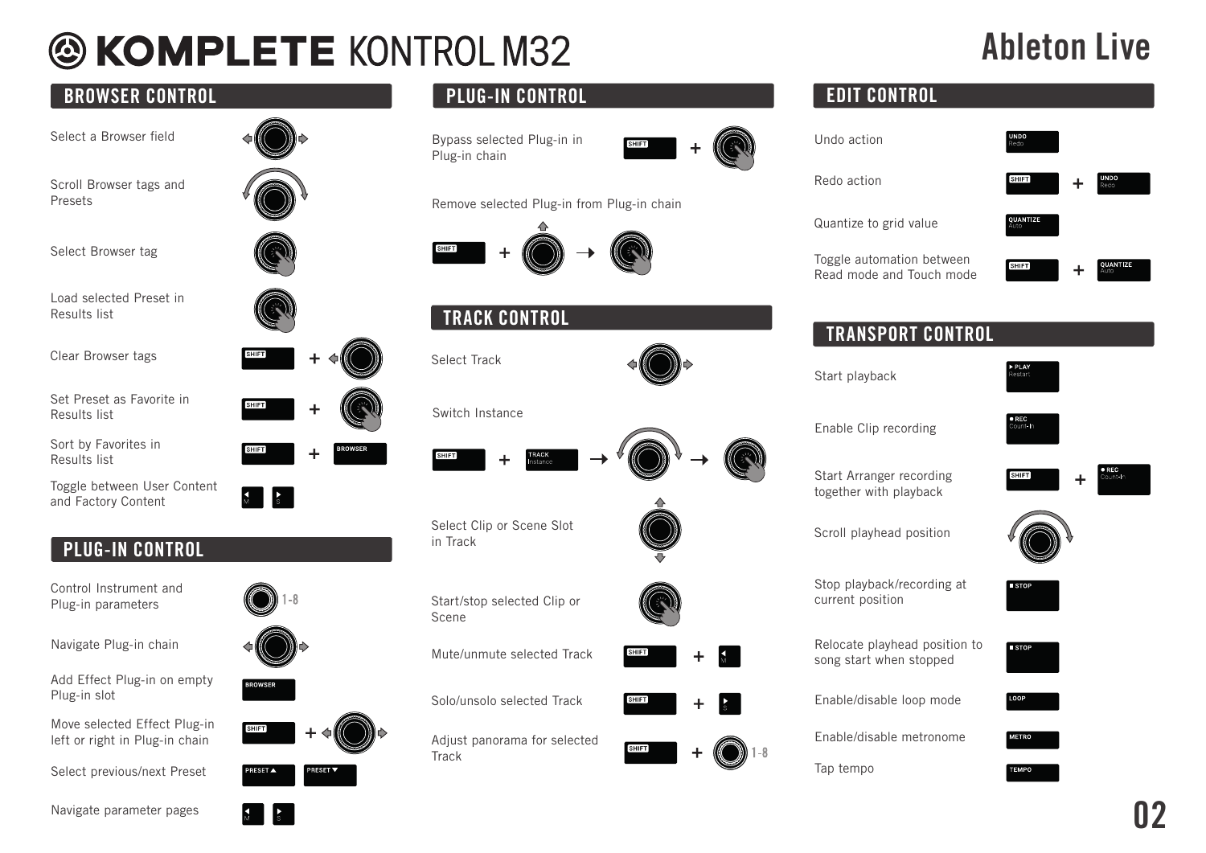# KOMPLETE KONTROL M32

# Ableton Live

## BROWSER CONTROL

| Action | Control |
| --- | --- |
| Select a Browser field | |
| Scroll Browser tags and Presets | |
| Select Browser tag | |
| Load selected Preset in Results list | |
| Clear Browser tags | SHIFT + |
| Set Preset as Favorite in Results list | SHIFT + |
| Sort by Favorites in Results list | SHIFT + BROWSER |
| Toggle between User Content and Factory Content | M S |

## PLUG-IN CONTROL

| Action | Control |
| --- | --- |
| Control Instrument and Plug-in parameters | 1-8 |
| Navigate Plug-in chain | |
| Add Effect Plug-in on empty Plug-in slot | BROWSER |
| Move selected Effect Plug-in left or right in Plug-in chain | SHIFT + |
| Select previous/next Preset | PRESET ▲ PRESET ▼ |
| Navigate parameter pages | M S |

## PLUG-IN CONTROL

| Action | Control |
| --- | --- |
| Bypass selected Plug-in in Plug-in chain | SHIFT + |
| Remove selected Plug-in from Plug-in chain | SHIFT + → |

## TRACK CONTROL

| Action | Control |
| --- | --- |
| Select Track | |
| Switch Instance | SHIFT + TRACK Instance → → |
| Select Clip or Scene Slot in Track | |
| Start/stop selected Clip or Scene | |
| Mute/unmute selected Track | SHIFT + M |
| Solo/unsolo selected Track | SHIFT + S |
| Adjust panorama for selected Track | SHIFT + 1-8 |

## EDIT CONTROL

| Action | Control |
| --- | --- |
| Undo action | UNDO Redo |
| Redo action | SHIFT + UNDO Redo |
| Quantize to grid value | QUANTIZE Auto |
| Toggle automation between Read mode and Touch mode | SHIFT + QUANTIZE Auto |

## TRANSPORT CONTROL

| Action | Control |
| --- | --- |
| Start playback | ▶ PLAY Restart |
| Enable Clip recording | ● REC Count-In |
| Start Arranger recording together with playback | SHIFT + ● REC Count-In |
| Scroll playhead position | |
| Stop playback/recording at current position | ■ STOP |
| Relocate playhead position to song start when stopped | ■ STOP |
| Enable/disable loop mode | LOOP |
| Enable/disable metronome | METRO |
| Tap tempo | TEMPO |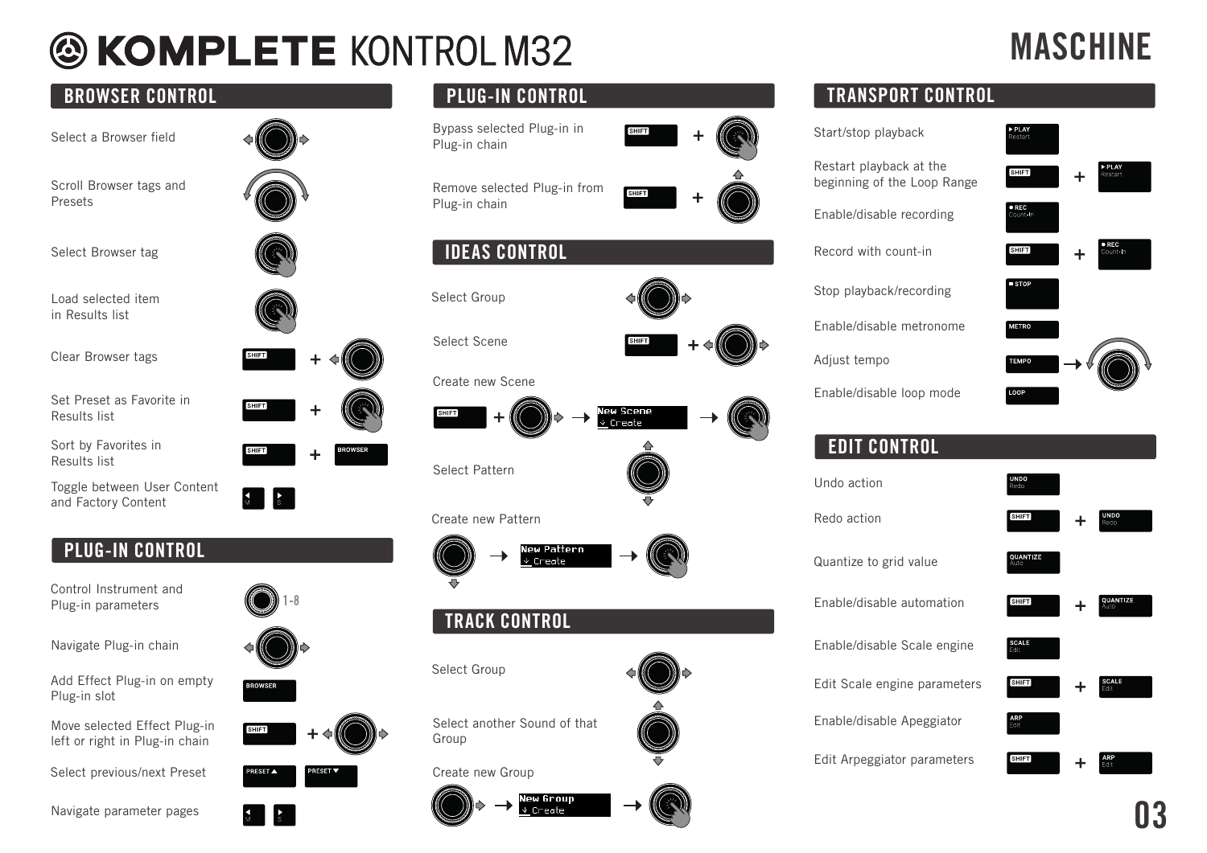# KOMPLETE KONTROL M32

**MASCHINE**

## BROWSER CONTROL

| | |
|---|---|
| Select a Browser field | |
| Scroll Browser tags and Presets | |
| Select Browser tag | |
| Load selected item in Results list | |
| Clear Browser tags | SHIFT + |
| Set Preset as Favorite in Results list | SHIFT + |
| Sort by Favorites in Results list | SHIFT + BROWSER |
| Toggle between User Content and Factory Content | M / S |

## PLUG-IN CONTROL

| | |
|---|---|
| Control Instrument and Plug-in parameters | 1-8 |
| Navigate Plug-in chain | |
| Add Effect Plug-in on empty Plug-in slot | BROWSER |
| Move selected Effect Plug-in left or right in Plug-in chain | SHIFT + |
| Select previous/next Preset | PRESET ▲ PRESET ▼ |
| Navigate parameter pages | M / S |

## PLUG-IN CONTROL

| | |
|---|---|
| Bypass selected Plug-in in Plug-in chain | SHIFT + |
| Remove selected Plug-in from Plug-in chain | SHIFT + |

## IDEAS CONTROL

| | |
|---|---|
| Select Group | |
| Select Scene | SHIFT + |
| Create new Scene | SHIFT + → New Scene ↓ Create → |
| Select Pattern | |
| Create new Pattern | → New Pattern ↓ Create → |

## TRACK CONTROL

| | |
|---|---|
| Select Group | |
| Select another Sound of that Group | |
| Create new Group | → New Group ↓ Create → |

## TRANSPORT CONTROL

| | |
|---|---|
| Start/stop playback | ▶ PLAY Restart |
| Restart playback at the beginning of the Loop Range | SHIFT + ▶ PLAY Restart |
| Enable/disable recording | ● REC Count-In |
| Record with count-in | SHIFT + ● REC Count-In |
| Stop playback/recording | ■ STOP |
| Enable/disable metronome | METRO |
| Adjust tempo | TEMPO → |
| Enable/disable loop mode | LOOP |

## EDIT CONTROL

| | |
|---|---|
| Undo action | UNDO Redo |
| Redo action | SHIFT + UNDO Redo |
| Quantize to grid value | QUANTIZE Auto |
| Enable/disable automation | SHIFT + QUANTIZE Auto |
| Enable/disable Scale engine | SCALE Edit |
| Edit Scale engine parameters | SHIFT + SCALE Edit |
| Enable/disable Apeggiator | ARP Edit |
| Edit Arpeggiator parameters | SHIFT + ARP Edit |